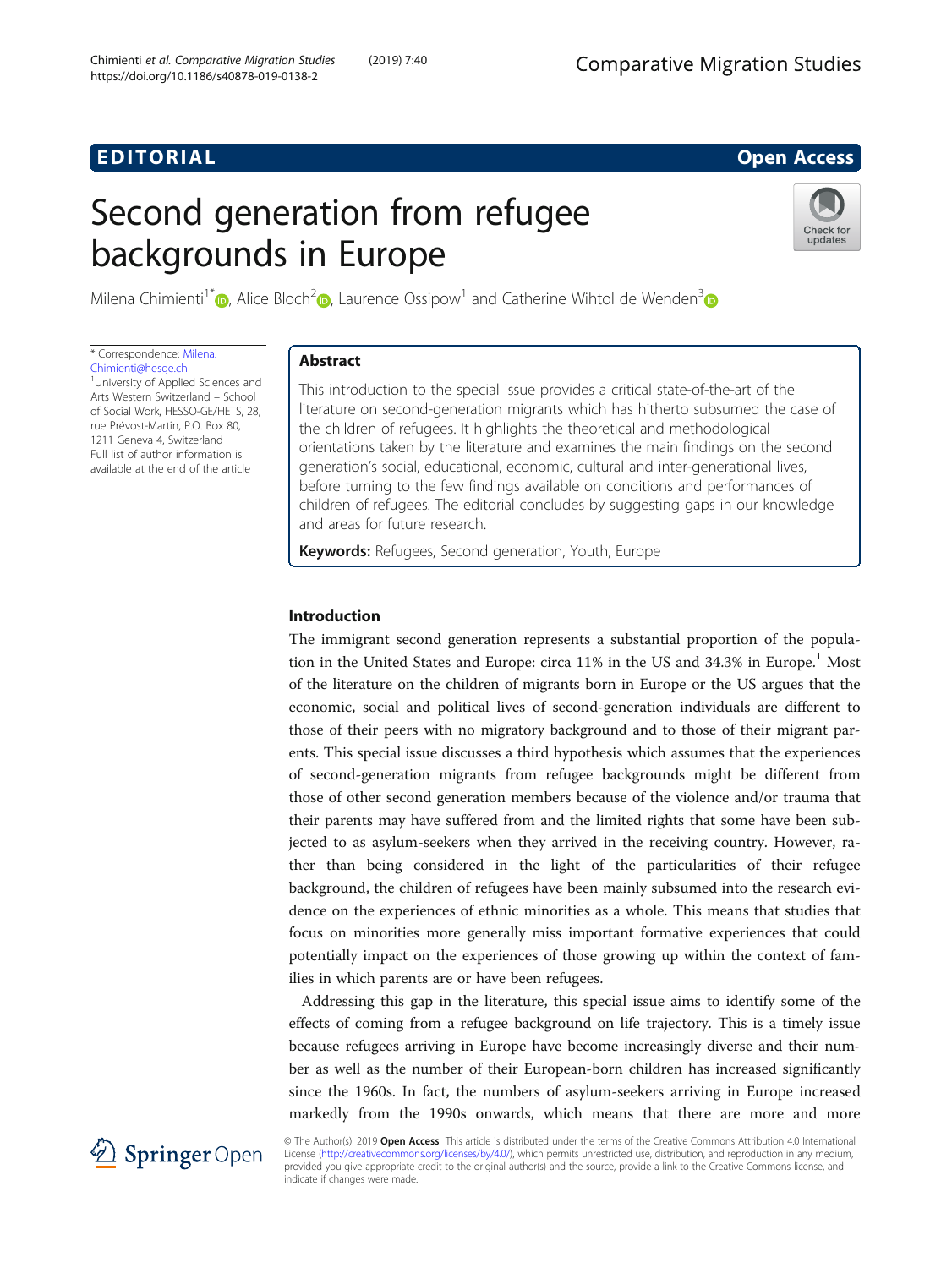EDITORIAL

Open Access

# Second generation from refugee backgrounds in Europe

Milena Chimienti[1*], Alice Bloch[2], Laurence Ossipow[1] and Catherine Wihtol de Wenden[3]

\* Correspondence: Milena.Chimienti@hesge.ch

[1]University of Applied Sciences and Arts Western Switzerland – School of Social Work, HESSO-GE/HETS, 28, rue Prévost-Martin, P.O. Box 80, 1211 Geneva 4, Switzerland

Full list of author information is available at the end of the article

## Abstract

This introduction to the special issue provides a critical state-of-the-art of the literature on second-generation migrants which has hitherto subsumed the case of the children of refugees. It highlights the theoretical and methodological orientations taken by the literature and examines the main findings on the second generation's social, educational, economic, cultural and inter-generational lives, before turning to the few findings available on conditions and performances of children of refugees. The editorial concludes by suggesting gaps in our knowledge and areas for future research.

**Keywords:** Refugees, Second generation, Youth, Europe

## Introduction

The immigrant second generation represents a substantial proportion of the population in the United States and Europe: circa 11% in the US and 34.3% in Europe.[1] Most of the literature on the children of migrants born in Europe or the US argues that the economic, social and political lives of second-generation individuals are different to those of their peers with no migratory background and to those of their migrant parents. This special issue discusses a third hypothesis which assumes that the experiences of second-generation migrants from refugee backgrounds might be different from those of other second generation members because of the violence and/or trauma that their parents may have suffered from and the limited rights that some have been subjected to as asylum-seekers when they arrived in the receiving country. However, rather than being considered in the light of the particularities of their refugee background, the children of refugees have been mainly subsumed into the research evidence on the experiences of ethnic minorities as a whole. This means that studies that focus on minorities more generally miss important formative experiences that could potentially impact on the experiences of those growing up within the context of families in which parents are or have been refugees.

Addressing this gap in the literature, this special issue aims to identify some of the effects of coming from a refugee background on life trajectory. This is a timely issue because refugees arriving in Europe have become increasingly diverse and their number as well as the number of their European-born children has increased significantly since the 1960s. In fact, the numbers of asylum-seekers arriving in Europe increased markedly from the 1990s onwards, which means that there are more and more

© The Author(s). 2019 **Open Access** This article is distributed under the terms of the Creative Commons Attribution 4.0 International License (http://creativecommons.org/licenses/by/4.0/), which permits unrestricted use, distribution, and reproduction in any medium, provided you give appropriate credit to the original author(s) and the source, provide a link to the Creative Commons license, and indicate if changes were made.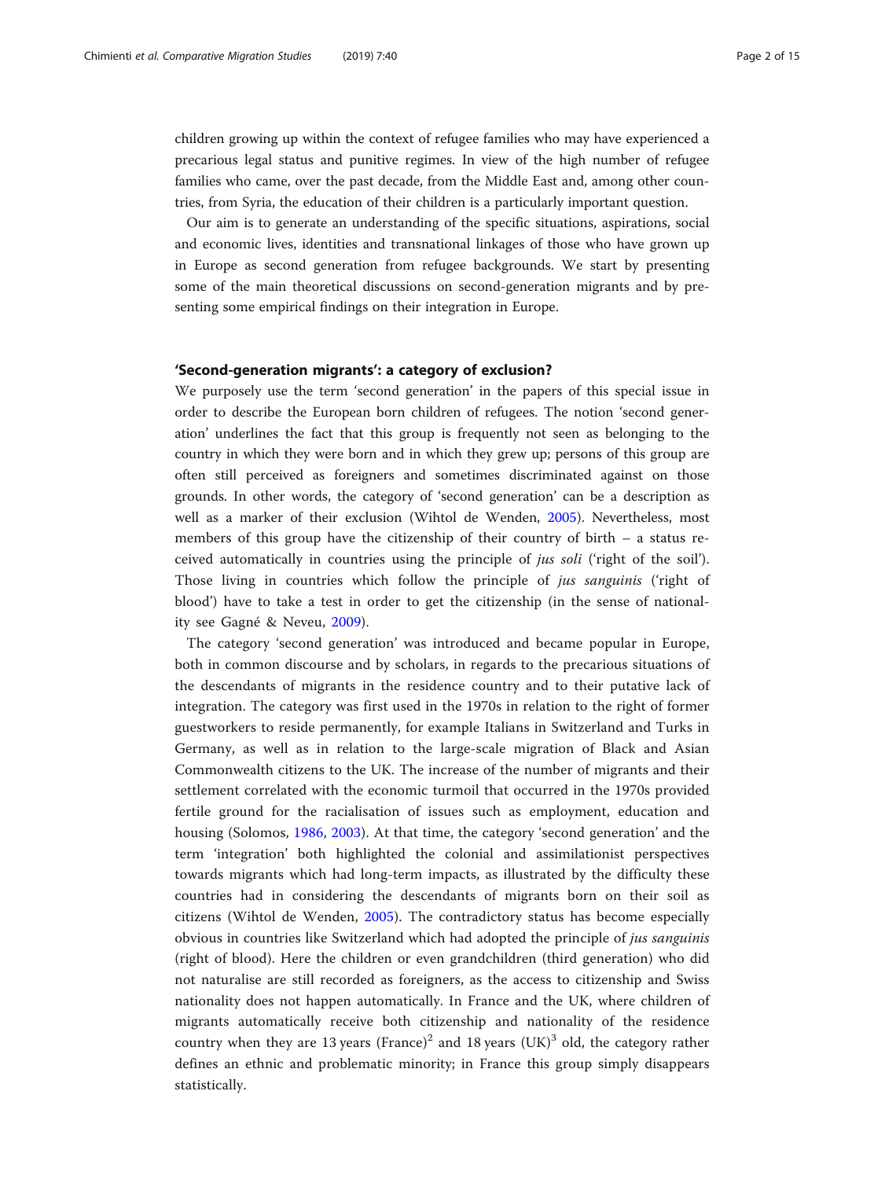children growing up within the context of refugee families who may have experienced a precarious legal status and punitive regimes. In view of the high number of refugee families who came, over the past decade, from the Middle East and, among other countries, from Syria, the education of their children is a particularly important question.

Our aim is to generate an understanding of the specific situations, aspirations, social and economic lives, identities and transnational linkages of those who have grown up in Europe as second generation from refugee backgrounds. We start by presenting some of the main theoretical discussions on second-generation migrants and by presenting some empirical findings on their integration in Europe.

## 'Second-generation migrants': a category of exclusion?

We purposely use the term 'second generation' in the papers of this special issue in order to describe the European born children of refugees. The notion 'second generation' underlines the fact that this group is frequently not seen as belonging to the country in which they were born and in which they grew up; persons of this group are often still perceived as foreigners and sometimes discriminated against on those grounds. In other words, the category of 'second generation' can be a description as well as a marker of their exclusion (Wihtol de Wenden, 2005). Nevertheless, most members of this group have the citizenship of their country of birth – a status received automatically in countries using the principle of *jus soli* ('right of the soil'). Those living in countries which follow the principle of *jus sanguinis* ('right of blood') have to take a test in order to get the citizenship (in the sense of nationality see Gagné & Neveu, 2009).

The category 'second generation' was introduced and became popular in Europe, both in common discourse and by scholars, in regards to the precarious situations of the descendants of migrants in the residence country and to their putative lack of integration. The category was first used in the 1970s in relation to the right of former guestworkers to reside permanently, for example Italians in Switzerland and Turks in Germany, as well as in relation to the large-scale migration of Black and Asian Commonwealth citizens to the UK. The increase of the number of migrants and their settlement correlated with the economic turmoil that occurred in the 1970s provided fertile ground for the racialisation of issues such as employment, education and housing (Solomos, 1986, 2003). At that time, the category 'second generation' and the term 'integration' both highlighted the colonial and assimilationist perspectives towards migrants which had long-term impacts, as illustrated by the difficulty these countries had in considering the descendants of migrants born on their soil as citizens (Wihtol de Wenden, 2005). The contradictory status has become especially obvious in countries like Switzerland which had adopted the principle of *jus sanguinis* (right of blood). Here the children or even grandchildren (third generation) who did not naturalise are still recorded as foreigners, as the access to citizenship and Swiss nationality does not happen automatically. In France and the UK, where children of migrants automatically receive both citizenship and nationality of the residence country when they are 13 years (France)[2] and 18 years (UK)[3] old, the category rather defines an ethnic and problematic minority; in France this group simply disappears statistically.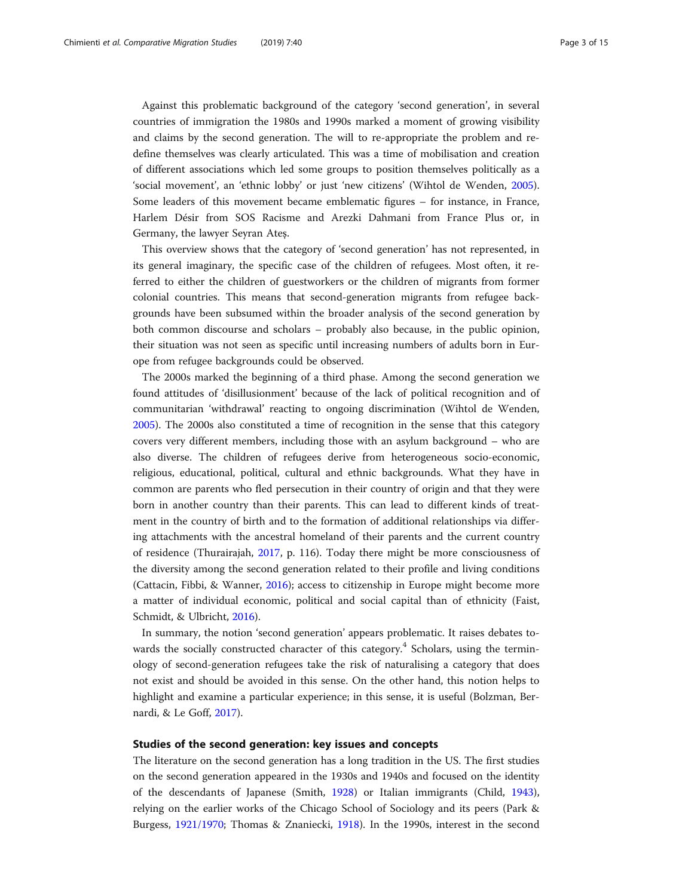Against this problematic background of the category 'second generation', in several countries of immigration the 1980s and 1990s marked a moment of growing visibility and claims by the second generation. The will to re-appropriate the problem and redefine themselves was clearly articulated. This was a time of mobilisation and creation of different associations which led some groups to position themselves politically as a 'social movement', an 'ethnic lobby' or just 'new citizens' (Wihtol de Wenden, 2005). Some leaders of this movement became emblematic figures – for instance, in France, Harlem Désir from SOS Racisme and Arezki Dahmani from France Plus or, in Germany, the lawyer Seyran Ateş.

This overview shows that the category of 'second generation' has not represented, in its general imaginary, the specific case of the children of refugees. Most often, it referred to either the children of guestworkers or the children of migrants from former colonial countries. This means that second-generation migrants from refugee backgrounds have been subsumed within the broader analysis of the second generation by both common discourse and scholars – probably also because, in the public opinion, their situation was not seen as specific until increasing numbers of adults born in Europe from refugee backgrounds could be observed.

The 2000s marked the beginning of a third phase. Among the second generation we found attitudes of 'disillusionment' because of the lack of political recognition and of communitarian 'withdrawal' reacting to ongoing discrimination (Wihtol de Wenden, 2005). The 2000s also constituted a time of recognition in the sense that this category covers very different members, including those with an asylum background – who are also diverse. The children of refugees derive from heterogeneous socio-economic, religious, educational, political, cultural and ethnic backgrounds. What they have in common are parents who fled persecution in their country of origin and that they were born in another country than their parents. This can lead to different kinds of treatment in the country of birth and to the formation of additional relationships via differing attachments with the ancestral homeland of their parents and the current country of residence (Thurairajah, 2017, p. 116). Today there might be more consciousness of the diversity among the second generation related to their profile and living conditions (Cattacin, Fibbi, & Wanner, 2016); access to citizenship in Europe might become more a matter of individual economic, political and social capital than of ethnicity (Faist, Schmidt, & Ulbricht, 2016).

In summary, the notion 'second generation' appears problematic. It raises debates towards the socially constructed character of this category.[4] Scholars, using the terminology of second-generation refugees take the risk of naturalising a category that does not exist and should be avoided in this sense. On the other hand, this notion helps to highlight and examine a particular experience; in this sense, it is useful (Bolzman, Bernardi, & Le Goff, 2017).

### Studies of the second generation: key issues and concepts

The literature on the second generation has a long tradition in the US. The first studies on the second generation appeared in the 1930s and 1940s and focused on the identity of the descendants of Japanese (Smith, 1928) or Italian immigrants (Child, 1943), relying on the earlier works of the Chicago School of Sociology and its peers (Park & Burgess, 1921/1970; Thomas & Znaniecki, 1918). In the 1990s, interest in the second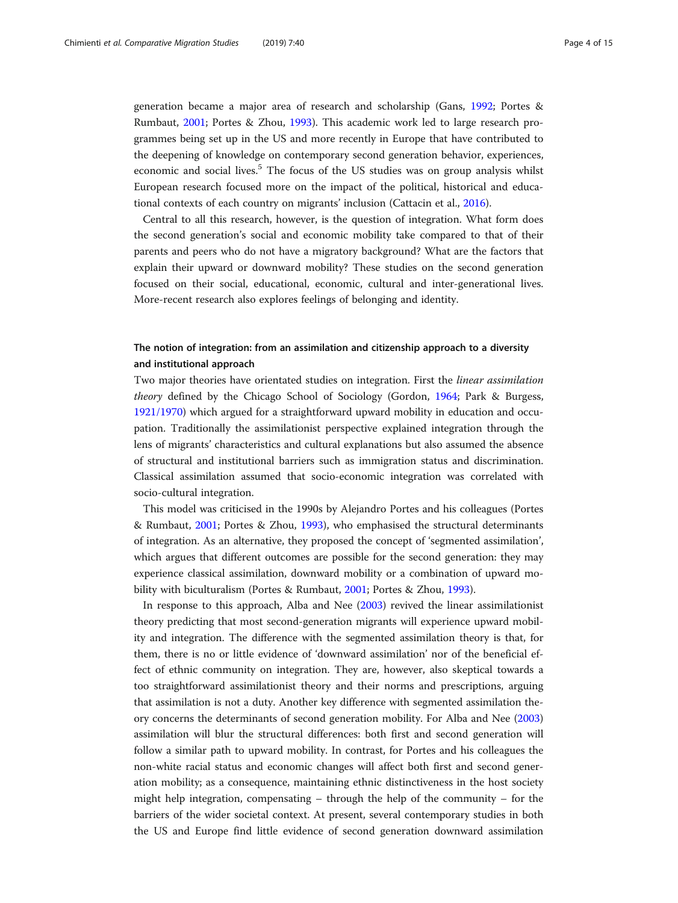generation became a major area of research and scholarship (Gans, 1992; Portes & Rumbaut, 2001; Portes & Zhou, 1993). This academic work led to large research programmes being set up in the US and more recently in Europe that have contributed to the deepening of knowledge on contemporary second generation behavior, experiences, economic and social lives.[5] The focus of the US studies was on group analysis whilst European research focused more on the impact of the political, historical and educational contexts of each country on migrants' inclusion (Cattacin et al., 2016).

Central to all this research, however, is the question of integration. What form does the second generation's social and economic mobility take compared to that of their parents and peers who do not have a migratory background? What are the factors that explain their upward or downward mobility? These studies on the second generation focused on their social, educational, economic, cultural and inter-generational lives. More-recent research also explores feelings of belonging and identity.

## The notion of integration: from an assimilation and citizenship approach to a diversity and institutional approach

Two major theories have orientated studies on integration. First the *linear assimilation theory* defined by the Chicago School of Sociology (Gordon, 1964; Park & Burgess, 1921/1970) which argued for a straightforward upward mobility in education and occupation. Traditionally the assimilationist perspective explained integration through the lens of migrants' characteristics and cultural explanations but also assumed the absence of structural and institutional barriers such as immigration status and discrimination. Classical assimilation assumed that socio-economic integration was correlated with socio-cultural integration.

This model was criticised in the 1990s by Alejandro Portes and his colleagues (Portes & Rumbaut, 2001; Portes & Zhou, 1993), who emphasised the structural determinants of integration. As an alternative, they proposed the concept of 'segmented assimilation', which argues that different outcomes are possible for the second generation: they may experience classical assimilation, downward mobility or a combination of upward mobility with biculturalism (Portes & Rumbaut, 2001; Portes & Zhou, 1993).

In response to this approach, Alba and Nee (2003) revived the linear assimilationist theory predicting that most second-generation migrants will experience upward mobility and integration. The difference with the segmented assimilation theory is that, for them, there is no or little evidence of 'downward assimilation' nor of the beneficial effect of ethnic community on integration. They are, however, also skeptical towards a too straightforward assimilationist theory and their norms and prescriptions, arguing that assimilation is not a duty. Another key difference with segmented assimilation theory concerns the determinants of second generation mobility. For Alba and Nee (2003) assimilation will blur the structural differences: both first and second generation will follow a similar path to upward mobility. In contrast, for Portes and his colleagues the non-white racial status and economic changes will affect both first and second generation mobility; as a consequence, maintaining ethnic distinctiveness in the host society might help integration, compensating – through the help of the community – for the barriers of the wider societal context. At present, several contemporary studies in both the US and Europe find little evidence of second generation downward assimilation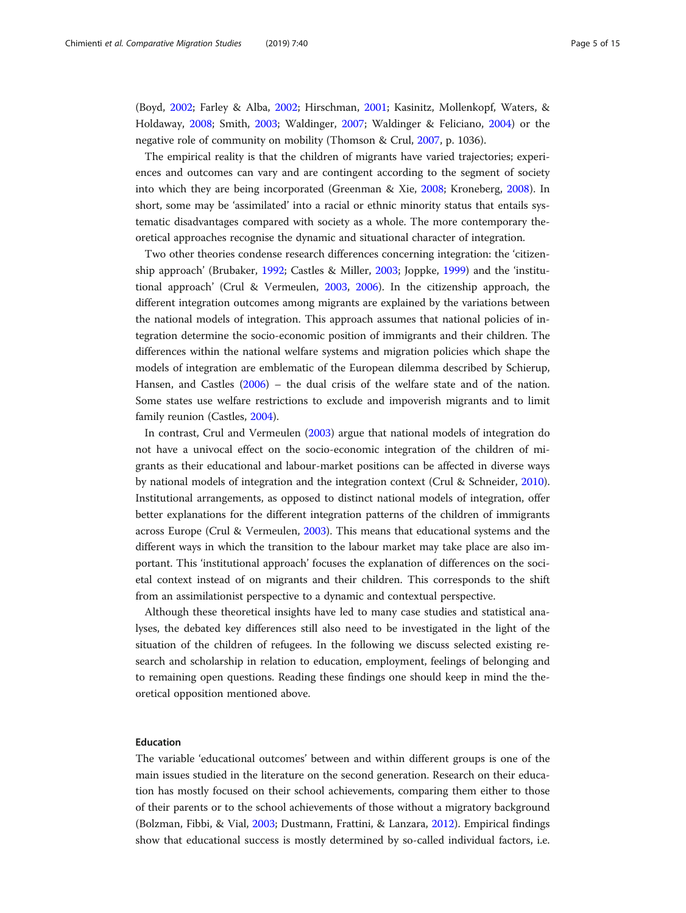(Boyd, 2002; Farley & Alba, 2002; Hirschman, 2001; Kasinitz, Mollenkopf, Waters, & Holdaway, 2008; Smith, 2003; Waldinger, 2007; Waldinger & Feliciano, 2004) or the negative role of community on mobility (Thomson & Crul, 2007, p. 1036).

The empirical reality is that the children of migrants have varied trajectories; experiences and outcomes can vary and are contingent according to the segment of society into which they are being incorporated (Greenman & Xie, 2008; Kroneberg, 2008). In short, some may be 'assimilated' into a racial or ethnic minority status that entails systematic disadvantages compared with society as a whole. The more contemporary theoretical approaches recognise the dynamic and situational character of integration.

Two other theories condense research differences concerning integration: the 'citizenship approach' (Brubaker, 1992; Castles & Miller, 2003; Joppke, 1999) and the 'institutional approach' (Crul & Vermeulen, 2003, 2006). In the citizenship approach, the different integration outcomes among migrants are explained by the variations between the national models of integration. This approach assumes that national policies of integration determine the socio-economic position of immigrants and their children. The differences within the national welfare systems and migration policies which shape the models of integration are emblematic of the European dilemma described by Schierup, Hansen, and Castles (2006) – the dual crisis of the welfare state and of the nation. Some states use welfare restrictions to exclude and impoverish migrants and to limit family reunion (Castles, 2004).

In contrast, Crul and Vermeulen (2003) argue that national models of integration do not have a univocal effect on the socio-economic integration of the children of migrants as their educational and labour-market positions can be affected in diverse ways by national models of integration and the integration context (Crul & Schneider, 2010). Institutional arrangements, as opposed to distinct national models of integration, offer better explanations for the different integration patterns of the children of immigrants across Europe (Crul & Vermeulen, 2003). This means that educational systems and the different ways in which the transition to the labour market may take place are also important. This 'institutional approach' focuses the explanation of differences on the societal context instead of on migrants and their children. This corresponds to the shift from an assimilationist perspective to a dynamic and contextual perspective.

Although these theoretical insights have led to many case studies and statistical analyses, the debated key differences still also need to be investigated in the light of the situation of the children of refugees. In the following we discuss selected existing research and scholarship in relation to education, employment, feelings of belonging and to remaining open questions. Reading these findings one should keep in mind the theoretical opposition mentioned above.

### Education

The variable 'educational outcomes' between and within different groups is one of the main issues studied in the literature on the second generation. Research on their education has mostly focused on their school achievements, comparing them either to those of their parents or to the school achievements of those without a migratory background (Bolzman, Fibbi, & Vial, 2003; Dustmann, Frattini, & Lanzara, 2012). Empirical findings show that educational success is mostly determined by so-called individual factors, i.e.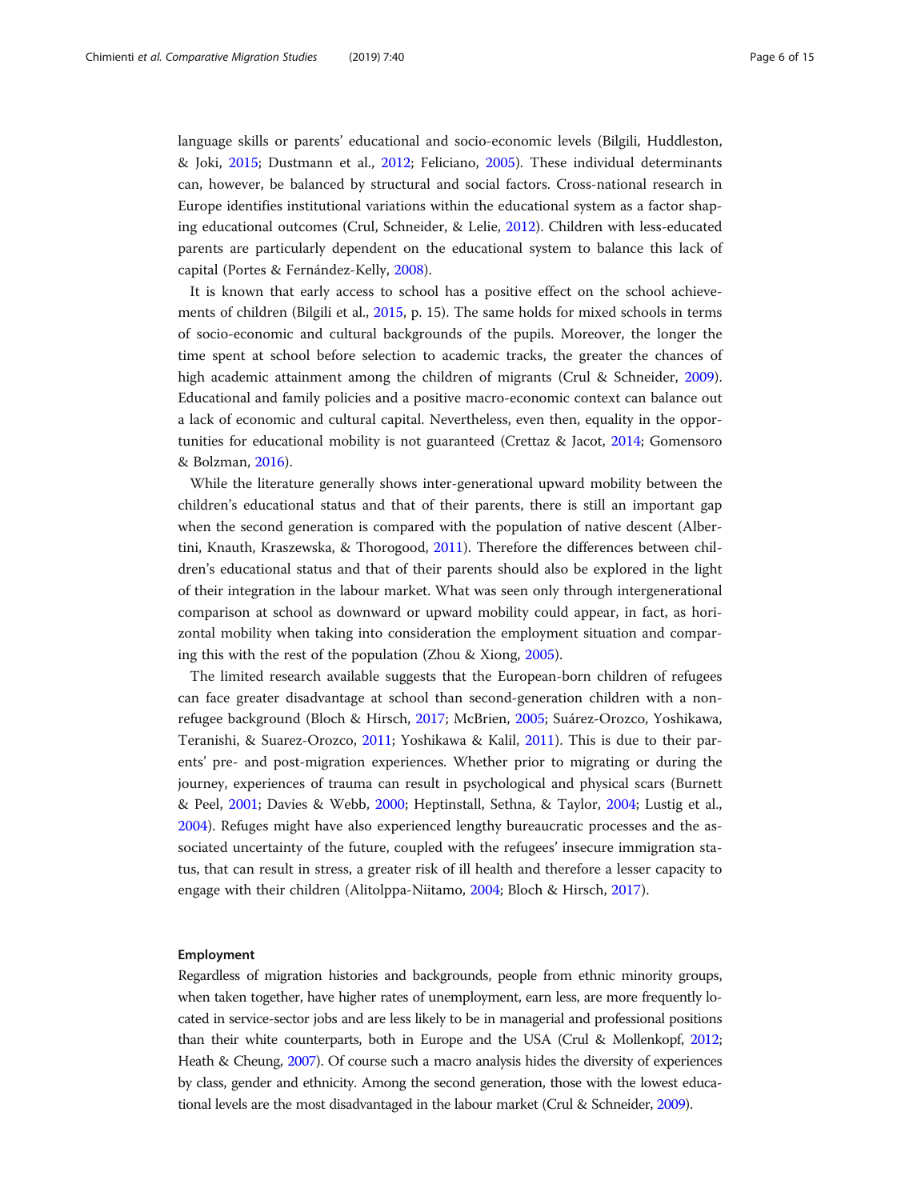language skills or parents' educational and socio-economic levels (Bilgili, Huddleston, & Joki, 2015; Dustmann et al., 2012; Feliciano, 2005). These individual determinants can, however, be balanced by structural and social factors. Cross-national research in Europe identifies institutional variations within the educational system as a factor shaping educational outcomes (Crul, Schneider, & Lelie, 2012). Children with less-educated parents are particularly dependent on the educational system to balance this lack of capital (Portes & Fernández-Kelly, 2008).

It is known that early access to school has a positive effect on the school achievements of children (Bilgili et al., 2015, p. 15). The same holds for mixed schools in terms of socio-economic and cultural backgrounds of the pupils. Moreover, the longer the time spent at school before selection to academic tracks, the greater the chances of high academic attainment among the children of migrants (Crul & Schneider, 2009). Educational and family policies and a positive macro-economic context can balance out a lack of economic and cultural capital. Nevertheless, even then, equality in the opportunities for educational mobility is not guaranteed (Crettaz & Jacot, 2014; Gomensoro & Bolzman, 2016).

While the literature generally shows inter-generational upward mobility between the children's educational status and that of their parents, there is still an important gap when the second generation is compared with the population of native descent (Albertini, Knauth, Kraszewska, & Thorogood, 2011). Therefore the differences between children's educational status and that of their parents should also be explored in the light of their integration in the labour market. What was seen only through intergenerational comparison at school as downward or upward mobility could appear, in fact, as horizontal mobility when taking into consideration the employment situation and comparing this with the rest of the population (Zhou & Xiong, 2005).

The limited research available suggests that the European-born children of refugees can face greater disadvantage at school than second-generation children with a non-refugee background (Bloch & Hirsch, 2017; McBrien, 2005; Suárez-Orozco, Yoshikawa, Teranishi, & Suarez-Orozco, 2011; Yoshikawa & Kalil, 2011). This is due to their parents' pre- and post-migration experiences. Whether prior to migrating or during the journey, experiences of trauma can result in psychological and physical scars (Burnett & Peel, 2001; Davies & Webb, 2000; Heptinstall, Sethna, & Taylor, 2004; Lustig et al., 2004). Refuges might have also experienced lengthy bureaucratic processes and the associated uncertainty of the future, coupled with the refugees' insecure immigration status, that can result in stress, a greater risk of ill health and therefore a lesser capacity to engage with their children (Alitolppa-Niitamo, 2004; Bloch & Hirsch, 2017).

#### Employment

Regardless of migration histories and backgrounds, people from ethnic minority groups, when taken together, have higher rates of unemployment, earn less, are more frequently located in service-sector jobs and are less likely to be in managerial and professional positions than their white counterparts, both in Europe and the USA (Crul & Mollenkopf, 2012; Heath & Cheung, 2007). Of course such a macro analysis hides the diversity of experiences by class, gender and ethnicity. Among the second generation, those with the lowest educational levels are the most disadvantaged in the labour market (Crul & Schneider, 2009).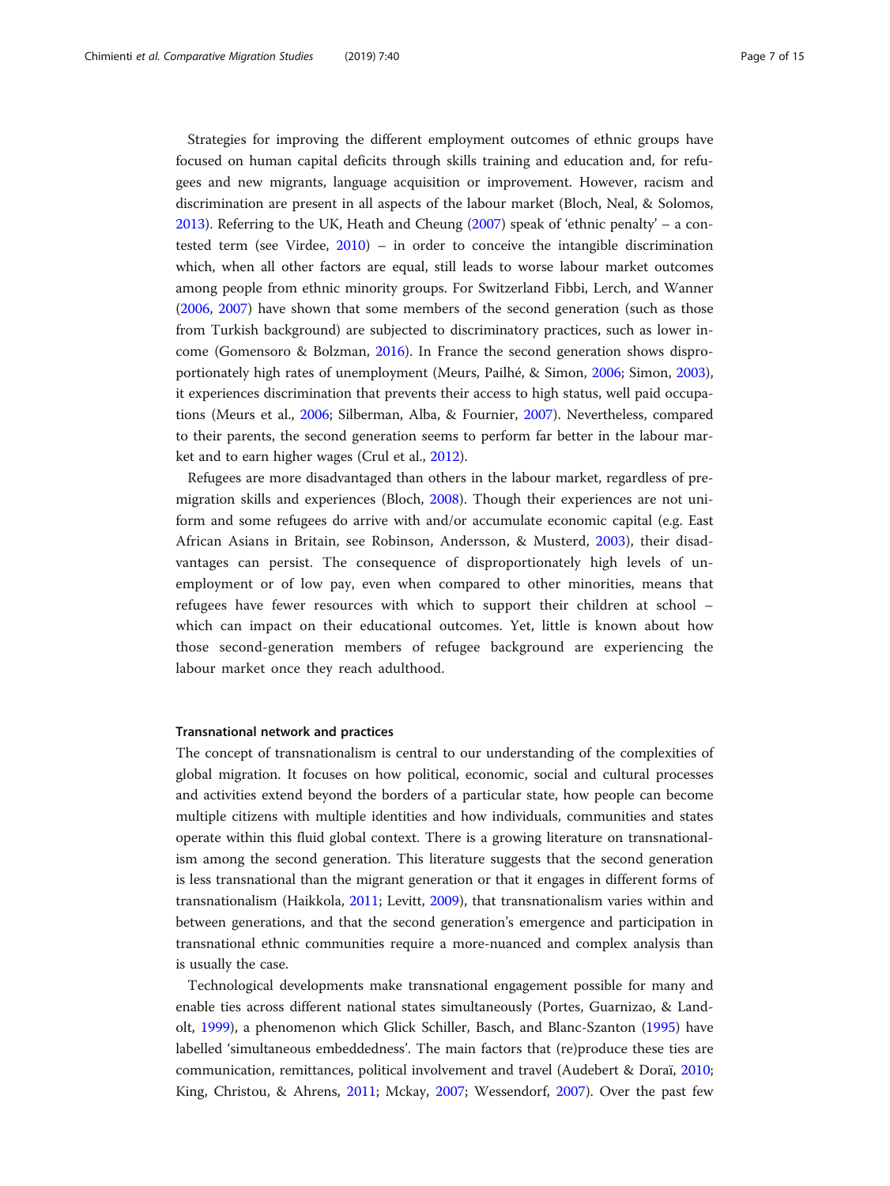Strategies for improving the different employment outcomes of ethnic groups have focused on human capital deficits through skills training and education and, for refugees and new migrants, language acquisition or improvement. However, racism and discrimination are present in all aspects of the labour market (Bloch, Neal, & Solomos, 2013). Referring to the UK, Heath and Cheung (2007) speak of 'ethnic penalty' – a contested term (see Virdee, 2010) – in order to conceive the intangible discrimination which, when all other factors are equal, still leads to worse labour market outcomes among people from ethnic minority groups. For Switzerland Fibbi, Lerch, and Wanner (2006, 2007) have shown that some members of the second generation (such as those from Turkish background) are subjected to discriminatory practices, such as lower income (Gomensoro & Bolzman, 2016). In France the second generation shows disproportionately high rates of unemployment (Meurs, Pailhé, & Simon, 2006; Simon, 2003), it experiences discrimination that prevents their access to high status, well paid occupations (Meurs et al., 2006; Silberman, Alba, & Fournier, 2007). Nevertheless, compared to their parents, the second generation seems to perform far better in the labour market and to earn higher wages (Crul et al., 2012).

Refugees are more disadvantaged than others in the labour market, regardless of pre-migration skills and experiences (Bloch, 2008). Though their experiences are not uniform and some refugees do arrive with and/or accumulate economic capital (e.g. East African Asians in Britain, see Robinson, Andersson, & Musterd, 2003), their disadvantages can persist. The consequence of disproportionately high levels of unemployment or of low pay, even when compared to other minorities, means that refugees have fewer resources with which to support their children at school – which can impact on their educational outcomes. Yet, little is known about how those second-generation members of refugee background are experiencing the labour market once they reach adulthood.

### Transnational network and practices

The concept of transnationalism is central to our understanding of the complexities of global migration. It focuses on how political, economic, social and cultural processes and activities extend beyond the borders of a particular state, how people can become multiple citizens with multiple identities and how individuals, communities and states operate within this fluid global context. There is a growing literature on transnationalism among the second generation. This literature suggests that the second generation is less transnational than the migrant generation or that it engages in different forms of transnationalism (Haikkola, 2011; Levitt, 2009), that transnationalism varies within and between generations, and that the second generation's emergence and participation in transnational ethnic communities require a more-nuanced and complex analysis than is usually the case.

Technological developments make transnational engagement possible for many and enable ties across different national states simultaneously (Portes, Guarnizao, & Landolt, 1999), a phenomenon which Glick Schiller, Basch, and Blanc-Szanton (1995) have labelled 'simultaneous embeddedness'. The main factors that (re)produce these ties are communication, remittances, political involvement and travel (Audebert & Doraï, 2010; King, Christou, & Ahrens, 2011; Mckay, 2007; Wessendorf, 2007). Over the past few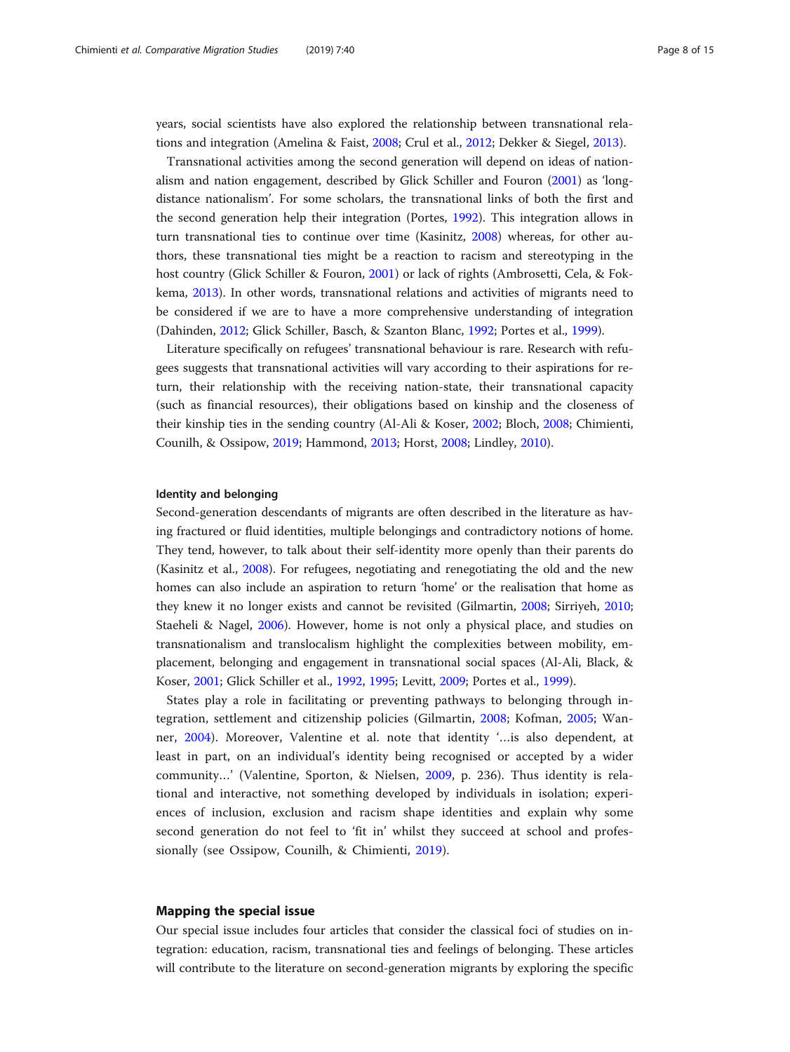years, social scientists have also explored the relationship between transnational relations and integration (Amelina & Faist, 2008; Crul et al., 2012; Dekker & Siegel, 2013).

Transnational activities among the second generation will depend on ideas of nationalism and nation engagement, described by Glick Schiller and Fouron (2001) as 'long-distance nationalism'. For some scholars, the transnational links of both the first and the second generation help their integration (Portes, 1992). This integration allows in turn transnational ties to continue over time (Kasinitz, 2008) whereas, for other authors, these transnational ties might be a reaction to racism and stereotyping in the host country (Glick Schiller & Fouron, 2001) or lack of rights (Ambrosetti, Cela, & Fokkema, 2013). In other words, transnational relations and activities of migrants need to be considered if we are to have a more comprehensive understanding of integration (Dahinden, 2012; Glick Schiller, Basch, & Szanton Blanc, 1992; Portes et al., 1999).

Literature specifically on refugees' transnational behaviour is rare. Research with refugees suggests that transnational activities will vary according to their aspirations for return, their relationship with the receiving nation-state, their transnational capacity (such as financial resources), their obligations based on kinship and the closeness of their kinship ties in the sending country (Al-Ali & Koser, 2002; Bloch, 2008; Chimienti, Counilh, & Ossipow, 2019; Hammond, 2013; Horst, 2008; Lindley, 2010).

### Identity and belonging

Second-generation descendants of migrants are often described in the literature as having fractured or fluid identities, multiple belongings and contradictory notions of home. They tend, however, to talk about their self-identity more openly than their parents do (Kasinitz et al., 2008). For refugees, negotiating and renegotiating the old and the new homes can also include an aspiration to return 'home' or the realisation that home as they knew it no longer exists and cannot be revisited (Gilmartin, 2008; Sirriyeh, 2010; Staeheli & Nagel, 2006). However, home is not only a physical place, and studies on transnationalism and translocalism highlight the complexities between mobility, emplacement, belonging and engagement in transnational social spaces (Al-Ali, Black, & Koser, 2001; Glick Schiller et al., 1992, 1995; Levitt, 2009; Portes et al., 1999).

States play a role in facilitating or preventing pathways to belonging through integration, settlement and citizenship policies (Gilmartin, 2008; Kofman, 2005; Wanner, 2004). Moreover, Valentine et al. note that identity '…is also dependent, at least in part, on an individual's identity being recognised or accepted by a wider community…' (Valentine, Sporton, & Nielsen, 2009, p. 236). Thus identity is relational and interactive, not something developed by individuals in isolation; experiences of inclusion, exclusion and racism shape identities and explain why some second generation do not feel to 'fit in' whilst they succeed at school and professionally (see Ossipow, Counilh, & Chimienti, 2019).

## Mapping the special issue

Our special issue includes four articles that consider the classical foci of studies on integration: education, racism, transnational ties and feelings of belonging. These articles will contribute to the literature on second-generation migrants by exploring the specific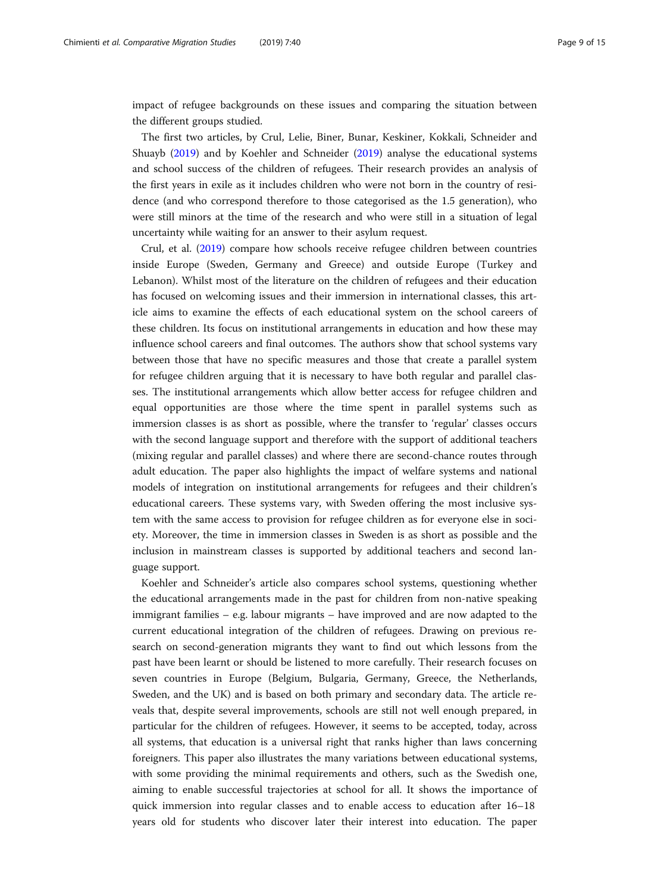impact of refugee backgrounds on these issues and comparing the situation between the different groups studied.

The first two articles, by Crul, Lelie, Biner, Bunar, Keskiner, Kokkali, Schneider and Shuayb (2019) and by Koehler and Schneider (2019) analyse the educational systems and school success of the children of refugees. Their research provides an analysis of the first years in exile as it includes children who were not born in the country of residence (and who correspond therefore to those categorised as the 1.5 generation), who were still minors at the time of the research and who were still in a situation of legal uncertainty while waiting for an answer to their asylum request.

Crul, et al. (2019) compare how schools receive refugee children between countries inside Europe (Sweden, Germany and Greece) and outside Europe (Turkey and Lebanon). Whilst most of the literature on the children of refugees and their education has focused on welcoming issues and their immersion in international classes, this article aims to examine the effects of each educational system on the school careers of these children. Its focus on institutional arrangements in education and how these may influence school careers and final outcomes. The authors show that school systems vary between those that have no specific measures and those that create a parallel system for refugee children arguing that it is necessary to have both regular and parallel classes. The institutional arrangements which allow better access for refugee children and equal opportunities are those where the time spent in parallel systems such as immersion classes is as short as possible, where the transfer to 'regular' classes occurs with the second language support and therefore with the support of additional teachers (mixing regular and parallel classes) and where there are second-chance routes through adult education. The paper also highlights the impact of welfare systems and national models of integration on institutional arrangements for refugees and their children's educational careers. These systems vary, with Sweden offering the most inclusive system with the same access to provision for refugee children as for everyone else in society. Moreover, the time in immersion classes in Sweden is as short as possible and the inclusion in mainstream classes is supported by additional teachers and second language support.

Koehler and Schneider's article also compares school systems, questioning whether the educational arrangements made in the past for children from non-native speaking immigrant families – e.g. labour migrants – have improved and are now adapted to the current educational integration of the children of refugees. Drawing on previous research on second-generation migrants they want to find out which lessons from the past have been learnt or should be listened to more carefully. Their research focuses on seven countries in Europe (Belgium, Bulgaria, Germany, Greece, the Netherlands, Sweden, and the UK) and is based on both primary and secondary data. The article reveals that, despite several improvements, schools are still not well enough prepared, in particular for the children of refugees. However, it seems to be accepted, today, across all systems, that education is a universal right that ranks higher than laws concerning foreigners. This paper also illustrates the many variations between educational systems, with some providing the minimal requirements and others, such as the Swedish one, aiming to enable successful trajectories at school for all. It shows the importance of quick immersion into regular classes and to enable access to education after 16–18 years old for students who discover later their interest into education. The paper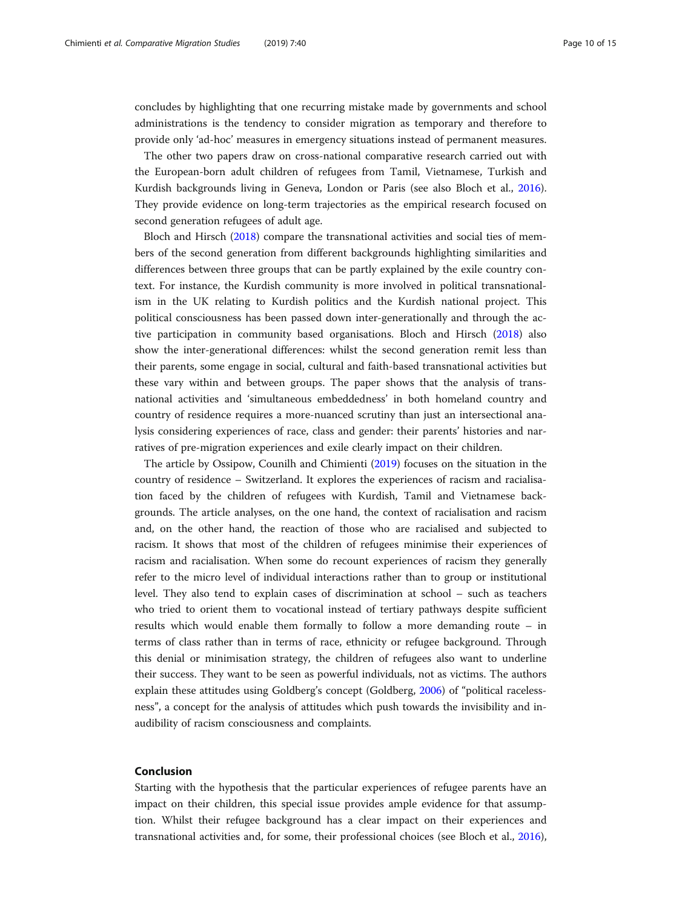concludes by highlighting that one recurring mistake made by governments and school administrations is the tendency to consider migration as temporary and therefore to provide only 'ad-hoc' measures in emergency situations instead of permanent measures.

The other two papers draw on cross-national comparative research carried out with the European-born adult children of refugees from Tamil, Vietnamese, Turkish and Kurdish backgrounds living in Geneva, London or Paris (see also Bloch et al., 2016). They provide evidence on long-term trajectories as the empirical research focused on second generation refugees of adult age.

Bloch and Hirsch (2018) compare the transnational activities and social ties of members of the second generation from different backgrounds highlighting similarities and differences between three groups that can be partly explained by the exile country context. For instance, the Kurdish community is more involved in political transnationalism in the UK relating to Kurdish politics and the Kurdish national project. This political consciousness has been passed down inter-generationally and through the active participation in community based organisations. Bloch and Hirsch (2018) also show the inter-generational differences: whilst the second generation remit less than their parents, some engage in social, cultural and faith-based transnational activities but these vary within and between groups. The paper shows that the analysis of transnational activities and 'simultaneous embeddedness' in both homeland country and country of residence requires a more-nuanced scrutiny than just an intersectional analysis considering experiences of race, class and gender: their parents' histories and narratives of pre-migration experiences and exile clearly impact on their children.

The article by Ossipow, Counilh and Chimienti (2019) focuses on the situation in the country of residence – Switzerland. It explores the experiences of racism and racialisation faced by the children of refugees with Kurdish, Tamil and Vietnamese backgrounds. The article analyses, on the one hand, the context of racialisation and racism and, on the other hand, the reaction of those who are racialised and subjected to racism. It shows that most of the children of refugees minimise their experiences of racism and racialisation. When some do recount experiences of racism they generally refer to the micro level of individual interactions rather than to group or institutional level. They also tend to explain cases of discrimination at school – such as teachers who tried to orient them to vocational instead of tertiary pathways despite sufficient results which would enable them formally to follow a more demanding route – in terms of class rather than in terms of race, ethnicity or refugee background. Through this denial or minimisation strategy, the children of refugees also want to underline their success. They want to be seen as powerful individuals, not as victims. The authors explain these attitudes using Goldberg's concept (Goldberg, 2006) of "political racelessness", a concept for the analysis of attitudes which push towards the invisibility and inaudibility of racism consciousness and complaints.

## Conclusion

Starting with the hypothesis that the particular experiences of refugee parents have an impact on their children, this special issue provides ample evidence for that assumption. Whilst their refugee background has a clear impact on their experiences and transnational activities and, for some, their professional choices (see Bloch et al., 2016),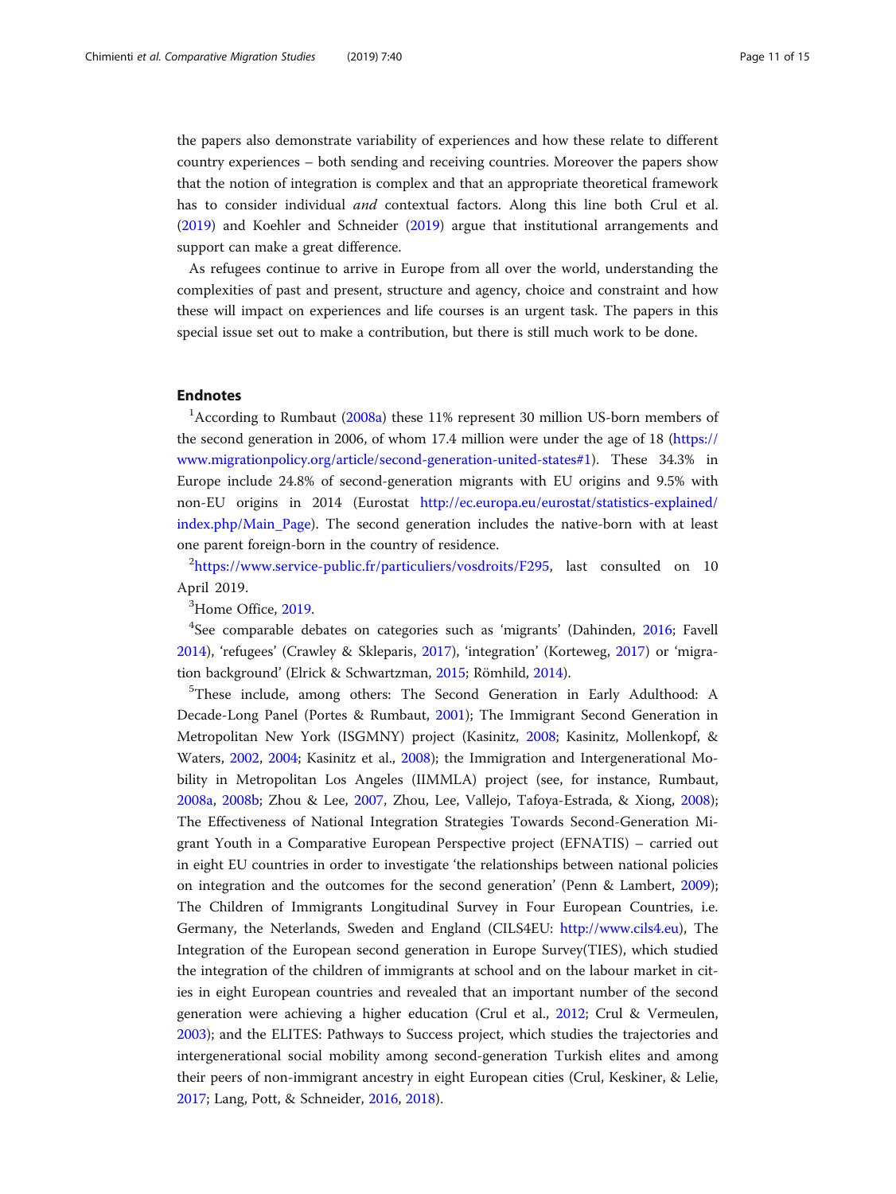the papers also demonstrate variability of experiences and how these relate to different country experiences – both sending and receiving countries. Moreover the papers show that the notion of integration is complex and that an appropriate theoretical framework has to consider individual *and* contextual factors. Along this line both Crul et al. (2019) and Koehler and Schneider (2019) argue that institutional arrangements and support can make a great difference.

As refugees continue to arrive in Europe from all over the world, understanding the complexities of past and present, structure and agency, choice and constraint and how these will impact on experiences and life courses is an urgent task. The papers in this special issue set out to make a contribution, but there is still much work to be done.

## Endnotes

[1]According to Rumbaut (2008a) these 11% represent 30 million US-born members of the second generation in 2006, of whom 17.4 million were under the age of 18 (https://www.migrationpolicy.org/article/second-generation-united-states#1). These 34.3% in Europe include 24.8% of second-generation migrants with EU origins and 9.5% with non-EU origins in 2014 (Eurostat http://ec.europa.eu/eurostat/statistics-explained/index.php/Main_Page). The second generation includes the native-born with at least one parent foreign-born in the country of residence.

[2]https://www.service-public.fr/particuliers/vosdroits/F295, last consulted on 10 April 2019.

[3]Home Office, 2019.

[4]See comparable debates on categories such as 'migrants' (Dahinden, 2016; Favell 2014), 'refugees' (Crawley & Skleparis, 2017), 'integration' (Korteweg, 2017) or 'migration background' (Elrick & Schwartzman, 2015; Römhild, 2014).

[5]These include, among others: The Second Generation in Early Adulthood: A Decade-Long Panel (Portes & Rumbaut, 2001); The Immigrant Second Generation in Metropolitan New York (ISGMNY) project (Kasinitz, 2008; Kasinitz, Mollenkopf, & Waters, 2002, 2004; Kasinitz et al., 2008); the Immigration and Intergenerational Mobility in Metropolitan Los Angeles (IIMMLA) project (see, for instance, Rumbaut, 2008a, 2008b; Zhou & Lee, 2007, Zhou, Lee, Vallejo, Tafoya-Estrada, & Xiong, 2008); The Effectiveness of National Integration Strategies Towards Second-Generation Migrant Youth in a Comparative European Perspective project (EFNATIS) – carried out in eight EU countries in order to investigate 'the relationships between national policies on integration and the outcomes for the second generation' (Penn & Lambert, 2009); The Children of Immigrants Longitudinal Survey in Four European Countries, i.e. Germany, the Neterlands, Sweden and England (CILS4EU: http://www.cils4.eu), The Integration of the European second generation in Europe Survey(TIES), which studied the integration of the children of immigrants at school and on the labour market in cities in eight European countries and revealed that an important number of the second generation were achieving a higher education (Crul et al., 2012; Crul & Vermeulen, 2003); and the ELITES: Pathways to Success project, which studies the trajectories and intergenerational social mobility among second-generation Turkish elites and among their peers of non-immigrant ancestry in eight European cities (Crul, Keskiner, & Lelie, 2017; Lang, Pott, & Schneider, 2016, 2018).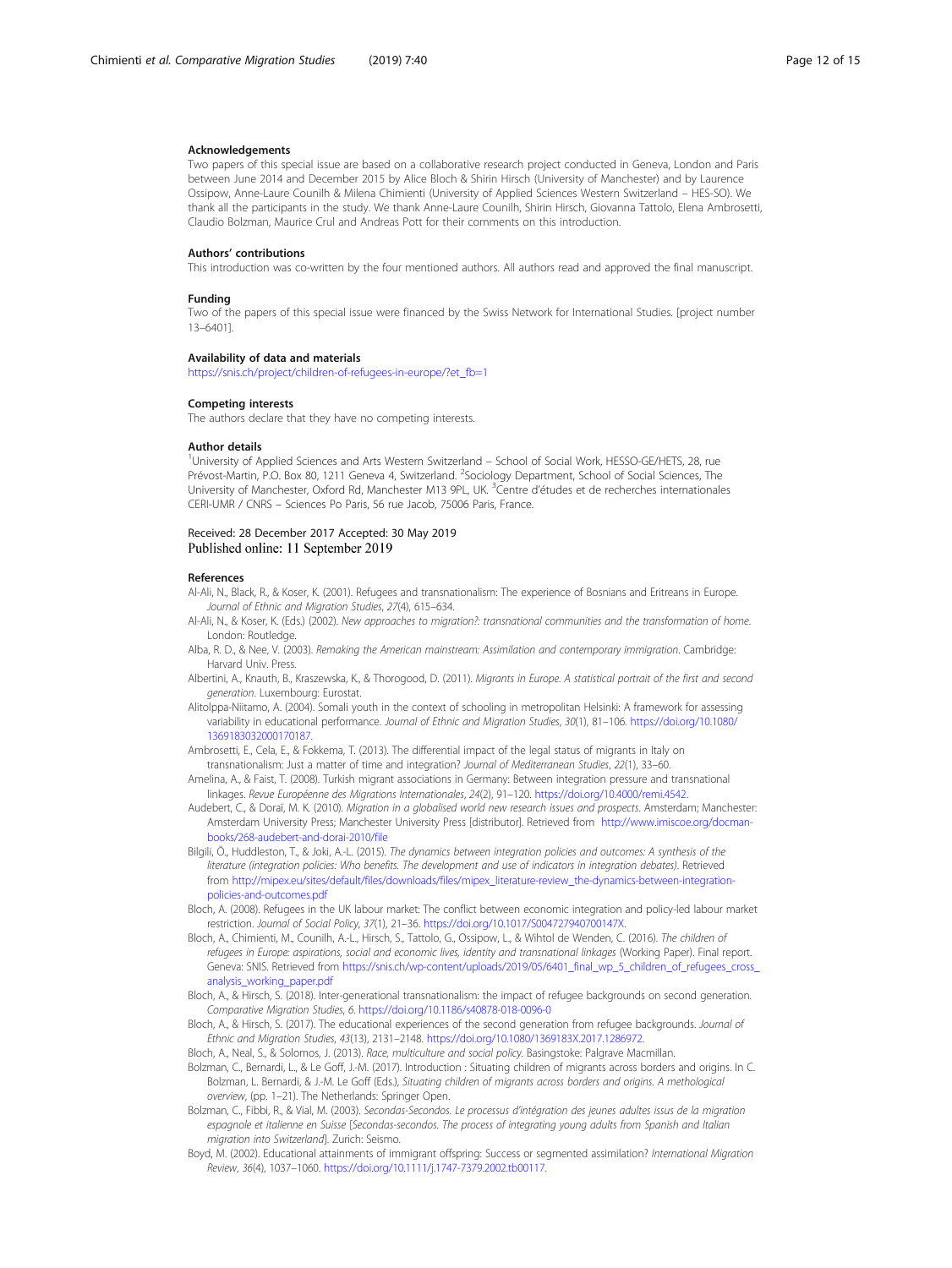### Acknowledgements

Two papers of this special issue are based on a collaborative research project conducted in Geneva, London and Paris between June 2014 and December 2015 by Alice Bloch & Shirin Hirsch (University of Manchester) and by Laurence Ossipow, Anne-Laure Counilh & Milena Chimienti (University of Applied Sciences Western Switzerland – HES-SO). We thank all the participants in the study. We thank Anne-Laure Counilh, Shirin Hirsch, Giovanna Tattolo, Elena Ambrosetti, Claudio Bolzman, Maurice Crul and Andreas Pott for their comments on this introduction.

### Authors' contributions

This introduction was co-written by the four mentioned authors. All authors read and approved the final manuscript.

### Funding

Two of the papers of this special issue were financed by the Swiss Network for International Studies. [project number 13–6401].

### Availability of data and materials

https://snis.ch/project/children-of-refugees-in-europe/?et_fb=1

### Competing interests

The authors declare that they have no competing interests.

### Author details

[1]University of Applied Sciences and Arts Western Switzerland – School of Social Work, HESSO-GE/HETS, 28, rue Prévost-Martin, P.O. Box 80, 1211 Geneva 4, Switzerland. [2]Sociology Department, School of Social Sciences, The University of Manchester, Oxford Rd, Manchester M13 9PL, UK. [3]Centre d'études et de recherches internationales CERI-UMR / CNRS – Sciences Po Paris, 56 rue Jacob, 75006 Paris, France.

Received: 28 December 2017 Accepted: 30 May 2019
Published online: 11 September 2019

### References

Al-Ali, N., Black, R., & Koser, K. (2001). Refugees and transnationalism: The experience of Bosnians and Eritreans in Europe. *Journal of Ethnic and Migration Studies*, *27*(4), 615–634.

Al-Ali, N., & Koser, K. (Eds.) (2002). *New approaches to migration?: transnational communities and the transformation of home*. London: Routledge.

Alba, R. D., & Nee, V. (2003). *Remaking the American mainstream: Assimilation and contemporary immigration*. Cambridge: Harvard Univ. Press.

Albertini, A., Knauth, B., Kraszewska, K., & Thorogood, D. (2011). *Migrants in Europe. A statistical portrait of the first and second generation*. Luxembourg: Eurostat.

Alitolppa-Niitamo, A. (2004). Somali youth in the context of schooling in metropolitan Helsinki: A framework for assessing variability in educational performance. *Journal of Ethnic and Migration Studies*, *30*(1), 81–106. https://doi.org/10.1080/1369183032000170187.

Ambrosetti, E., Cela, E., & Fokkema, T. (2013). The differential impact of the legal status of migrants in Italy on transnationalism: Just a matter of time and integration? *Journal of Mediterranean Studies*, *22*(1), 33–60.

Amelina, A., & Faist, T. (2008). Turkish migrant associations in Germany: Between integration pressure and transnational linkages. *Revue Européenne des Migrations Internationales*, *24*(2), 91–120. https://doi.org/10.4000/remi.4542.

Audebert, C., & Doraï, M. K. (2010). *Migration in a globalised world new research issues and prospects*. Amsterdam; Manchester: Amsterdam University Press; Manchester University Press [distributor]. Retrieved from http://www.imiscoe.org/docman-books/268-audebert-and-dorai-2010/file

Bilgili, Ö., Huddleston, T., & Joki, A.-L. (2015). *The dynamics between integration policies and outcomes: A synthesis of the literature (integration policies: Who benefits. The development and use of indicators in integration debates)*. Retrieved from http://mipex.eu/sites/default/files/downloads/files/mipex_literature-review_the-dynamics-between-integration-policies-and-outcomes.pdf

Bloch, A. (2008). Refugees in the UK labour market: The conflict between economic integration and policy-led labour market restriction. *Journal of Social Policy*, *37*(1), 21–36. https://doi.org/10.1017/S004727940700147X.

Bloch, A., Chimienti, M., Counilh, A.-L., Hirsch, S., Tattolo, G., Ossipow, L., & Wihtol de Wenden, C. (2016). *The children of refugees in Europe: aspirations, social and economic lives, identity and transnational linkages* (Working Paper). Final report. Geneva: SNIS. Retrieved from https://snis.ch/wp-content/uploads/2019/05/6401_final_wp_5_children_of_refugees_cross_analysis_working_paper.pdf

Bloch, A., & Hirsch, S. (2018). Inter-generational transnationalism: the impact of refugee backgrounds on second generation. *Comparative Migration Studies*, *6*. https://doi.org/10.1186/s40878-018-0096-0

Bloch, A., & Hirsch, S. (2017). The educational experiences of the second generation from refugee backgrounds. *Journal of Ethnic and Migration Studies*, *43*(13), 2131–2148. https://doi.org/10.1080/1369183X.2017.1286972.

Bloch, A., Neal, S., & Solomos, J. (2013). *Race, multiculture and social policy*. Basingstoke: Palgrave Macmillan.

Bolzman, C., Bernardi, L., & Le Goff, J.-M. (2017). Introduction : Situating children of migrants across borders and origins. In C. Bolzman, L. Bernardi, & J.-M. Le Goff (Eds.), *Situating children of migrants across borders and origins. A methological overview*, (pp. 1–21). The Netherlands: Springer Open.

Bolzman, C., Fibbi, R., & Vial, M. (2003). *Secondas-Secondos. Le processus d'intégration des jeunes adultes issus de la migration espagnole et italienne en Suisse* [*Secondas-secondos. The process of integrating young adults from Spanish and Italian migration into Switzerland*]. Zurich: Seismo.

Boyd, M. (2002). Educational attainments of immigrant offspring: Success or segmented assimilation? *International Migration Review*, *36*(4), 1037–1060. https://doi.org/10.1111/j.1747-7379.2002.tb00117.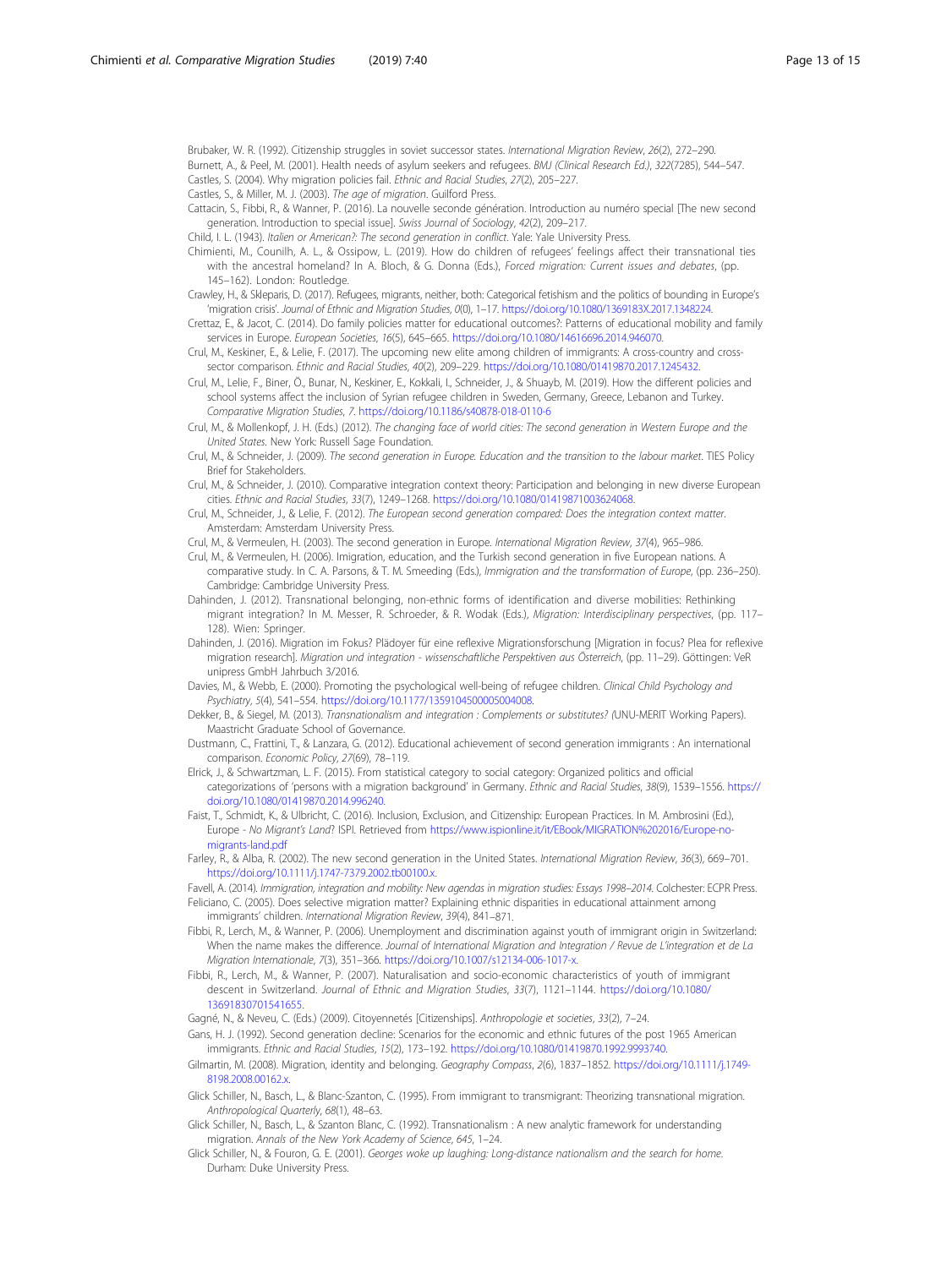Brubaker, W. R. (1992). Citizenship struggles in soviet successor states. *International Migration Review*, *26*(2), 272–290.

Burnett, A., & Peel, M. (2001). Health needs of asylum seekers and refugees. *BMJ (Clinical Research Ed.)*, *322*(7285), 544–547.

Castles, S. (2004). Why migration policies fail. *Ethnic and Racial Studies*, *27*(2), 205–227.

Castles, S., & Miller, M. J. (2003). *The age of migration*. Guilford Press.

Cattacin, S., Fibbi, R., & Wanner, P. (2016). La nouvelle seconde génération. Introduction au numéro special [The new second generation. Introduction to special issue]. *Swiss Journal of Sociology*, *42*(2), 209–217.

Child, I. L. (1943). *Italien or American?: The second generation in conflict*. Yale: Yale University Press.

Chimienti, M., Counilh, A. L., & Ossipow, L. (2019). How do children of refugees' feelings affect their transnational ties with the ancestral homeland? In A. Bloch, & G. Donna (Eds.), *Forced migration: Current issues and debates*, (pp. 145–162). London: Routledge.

Crawley, H., & Skleparis, D. (2017). Refugees, migrants, neither, both: Categorical fetishism and the politics of bounding in Europe's 'migration crisis'. *Journal of Ethnic and Migration Studies*, *0*(0), 1–17. https://doi.org/10.1080/1369183X.2017.1348224.

Crettaz, E., & Jacot, C. (2014). Do family policies matter for educational outcomes?: Patterns of educational mobility and family services in Europe. *European Societies*, *16*(5), 645–665. https://doi.org/10.1080/14616696.2014.946070.

Crul, M., Keskiner, E., & Lelie, F. (2017). The upcoming new elite among children of immigrants: A cross-country and cross-sector comparison. *Ethnic and Racial Studies*, *40*(2), 209–229. https://doi.org/10.1080/01419870.2017.1245432.

Crul, M., Lelie, F., Biner, Ö., Bunar, N., Keskiner, E., Kokkali, I., Schneider, J., & Shuayb, M. (2019). How the different policies and school systems affect the inclusion of Syrian refugee children in Sweden, Germany, Greece, Lebanon and Turkey. *Comparative Migration Studies*, *7*. https://doi.org/10.1186/s40878-018-0110-6

Crul, M., & Mollenkopf, J. H. (Eds.) (2012). *The changing face of world cities: The second generation in Western Europe and the United States*. New York: Russell Sage Foundation.

Crul, M., & Schneider, J. (2009). *The second generation in Europe. Education and the transition to the labour market*. TIES Policy Brief for Stakeholders.

Crul, M., & Schneider, J. (2010). Comparative integration context theory: Participation and belonging in new diverse European cities. *Ethnic and Racial Studies*, *33*(7), 1249–1268. https://doi.org/10.1080/01419871003624068.

Crul, M., Schneider, J., & Lelie, F. (2012). *The European second generation compared: Does the integration context matter*. Amsterdam: Amsterdam University Press.

Crul, M., & Vermeulen, H. (2003). The second generation in Europe. *International Migration Review*, *37*(4), 965–986.

Crul, M., & Vermeulen, H. (2006). Imigration, education, and the Turkish second generation in five European nations. A comparative study. In C. A. Parsons, & T. M. Smeeding (Eds.), *Immigration and the transformation of Europe*, (pp. 236–250). Cambridge: Cambridge University Press.

Dahinden, J. (2012). Transnational belonging, non-ethnic forms of identification and diverse mobilities: Rethinking migrant integration? In M. Messer, R. Schroeder, & R. Wodak (Eds.), *Migration: Interdisciplinary perspectives*, (pp. 117–128). Wien: Springer.

Dahinden, J. (2016). Migration im Fokus? Plädoyer für eine reflexive Migrationsforschung [Migration in focus? Plea for reflexive migration research]. *Migration und integration - wissenschaftliche Perspektiven aus Österreich*, (pp. 11–29). Göttingen: VeR unipress GmbH Jahrbuch 3/2016.

Davies, M., & Webb, E. (2000). Promoting the psychological well-being of refugee children. *Clinical Child Psychology and Psychiatry*, *5*(4), 541–554. https://doi.org/10.1177/1359104500005004008.

Dekker, B., & Siegel, M. (2013). *Transnationalism and integration : Complements or substitutes? (*UNU-MERIT Working Papers). Maastricht Graduate School of Governance.

Dustmann, C., Frattini, T., & Lanzara, G. (2012). Educational achievement of second generation immigrants : An international comparison. *Economic Policy*, *27*(69), 78–119.

Elrick, J., & Schwartzman, L. F. (2015). From statistical category to social category: Organized politics and official categorizations of 'persons with a migration background' in Germany. *Ethnic and Racial Studies*, *38*(9), 1539–1556. https://doi.org/10.1080/01419870.2014.996240.

Faist, T., Schmidt, K., & Ulbricht, C. (2016). Inclusion, Exclusion, and Citizenship: European Practices. In M. Ambrosini (Ed.), Europe - *No Migrant's Land*? ISPI. Retrieved from https://www.ispionline.it/it/EBook/MIGRATION%202016/Europe-no-migrants-land.pdf

Farley, R., & Alba, R. (2002). The new second generation in the United States. *International Migration Review*, *36*(3), 669–701. https://doi.org/10.1111/j.1747-7379.2002.tb00100.x.

Favell, A. (2014). *Immigration, integration and mobility: New agendas in migration studies: Essays 1998–2014*. Colchester: ECPR Press.

Feliciano, C. (2005). Does selective migration matter? Explaining ethnic disparities in educational attainment among immigrants' children. *International Migration Review*, *39*(4), 841–871.

Fibbi, R., Lerch, M., & Wanner, P. (2006). Unemployment and discrimination against youth of immigrant origin in Switzerland: When the name makes the difference. *Journal of International Migration and Integration / Revue de L'integration et de La Migration Internationale*, *7*(3), 351–366. https://doi.org/10.1007/s12134-006-1017-x.

Fibbi, R., Lerch, M., & Wanner, P. (2007). Naturalisation and socio-economic characteristics of youth of immigrant descent in Switzerland. *Journal of Ethnic and Migration Studies*, *33*(7), 1121–1144. https://doi.org/10.1080/13691830701541655.

Gagné, N., & Neveu, C. (Eds.) (2009). Citoyennetés [Citizenships]. *Anthropologie et societies*, *33*(2), 7–24.

Gans, H. J. (1992). Second generation decline: Scenarios for the economic and ethnic futures of the post 1965 American immigrants. *Ethnic and Racial Studies*, *15*(2), 173–192. https://doi.org/10.1080/01419870.1992.9993740.

Gilmartin, M. (2008). Migration, identity and belonging. *Geography Compass*, *2*(6), 1837–1852. https://doi.org/10.1111/j.1749-8198.2008.00162.x.

Glick Schiller, N., Basch, L., & Blanc-Szanton, C. (1995). From immigrant to transmigrant: Theorizing transnational migration. *Anthropological Quarterly*, *68*(1), 48–63.

Glick Schiller, N., Basch, L., & Szanton Blanc, C. (1992). Transnationalism : A new analytic framework for understanding migration. *Annals of the New York Academy of Science*, *645*, 1–24.

Glick Schiller, N., & Fouron, G. E. (2001). *Georges woke up laughing: Long-distance nationalism and the search for home*. Durham: Duke University Press.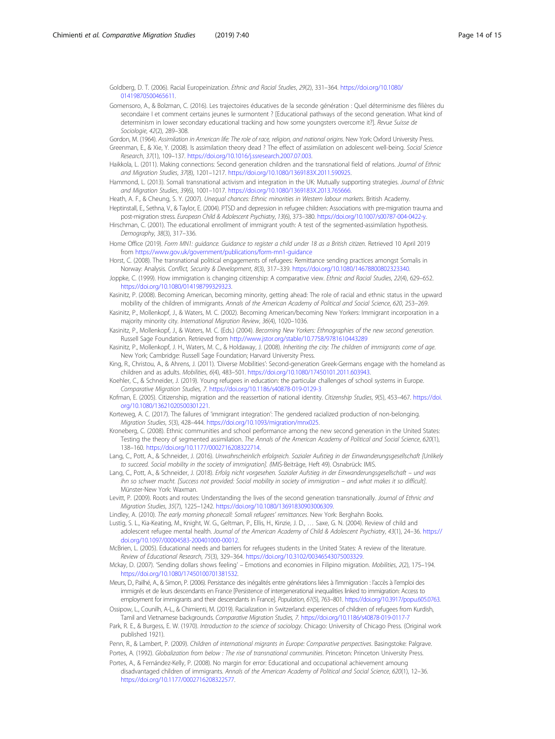Goldberg, D. T. (2006). Racial Europeinization. *Ethnic and Racial Studies*, *29*(2), 331–364. https://doi.org/10.1080/01419870500465611.

Gomensoro, A., & Bolzman, C. (2016). Les trajectoires éducatives de la seconde génération : Quel déterminisme des filières du secondaire I et comment certains jeunes le surmontent ? [Educational pathways of the second generation. What kind of determinism in lower secondary educational tracking and how some youngsters overcome it?]. *Revue Suisse de Sociologie*, *42*(2), 289–308.

Gordon, M. (1964). *Assimilation in American life: The role of race, religion, and national origins*. New York: Oxford University Press.

Greenman, E., & Xie, Y. (2008). Is assimilation theory dead ? The effect of assimilation on adolescent well-being. *Social Science Research*, *37*(1), 109–137. https://doi.org/10.1016/j.ssresearch.2007.07.003.

Haikkola, L. (2011). Making connections: Second generation children and the transnational field of relations. *Journal of Ethnic and Migration Studies*, *37*(8), 1201–1217. https://doi.org/10.1080/1369183X.2011.590925.

Hammond, L. (2013). Somali transnational activism and integration in the UK: Mutually supporting strategies. *Journal of Ethnic and Migration Studies*, *39*(6), 1001–1017. https://doi.org/10.1080/1369183X.2013.765666.

Heath, A. F., & Cheung, S. Y. (2007). *Unequal chances: Ethnic minorities in Western labour markets*. British Academy.

Heptinstall, E., Sethna, V., & Taylor, E. (2004). PTSD and depression in refugee children: Associations with pre-migration trauma and post-migration stress. *European Child & Adolescent Psychiatry*, *13*(6), 373–380. https://doi.org/10.1007/s00787-004-0422-y.

Hirschman, C. (2001). The educational enrollment of immigrant youth: A test of the segmented-assimilation hypothesis. *Demography*, *38*(3), 317–336.

Home Office (2019). *Form MN1: guidance. Guidance to register a child under 18 as a British citizen*. Retrieved 10 April 2019 from https://www.gov.uk/government/publications/form-mn1-guidance

Horst, C. (2008). The transnational political engagements of refugees: Remittance sending practices amongst Somalis in Norway: Analysis. *Conflict, Security & Development*, *8*(3), 317–339. https://doi.org/10.1080/14678800802323340.

Joppke, C. (1999). How immigration is changing citizenship: A comparative view. *Ethnic and Racial Studies*, *22*(4), 629–652. https://doi.org/10.1080/014198799329323.

Kasinitz, P. (2008). Becoming American, becoming minority, getting ahead: The role of racial and ethnic status in the upward mobility of the children of immigrants. *Annals of the American Academy of Political and Social Science*, *620*, 253–269.

Kasinitz, P., Mollenkopf, J., & Waters, M. C. (2002). Becoming American/becoming New Yorkers: Immigrant incorporation in a majority minority city. *International Migration Review*, *36*(4), 1020–1036.

Kasinitz, P., Mollenkopf, J., & Waters, M. C. (Eds.) (2004). *Becoming New Yorkers: Ethnographies of the new second generation*. Russell Sage Foundation. Retrieved from http://www.jstor.org/stable/10.7758/9781610443289

Kasinitz, P., Mollenkopf, J. H., Waters, M. C., & Holdaway, J. (2008). *Inheriting the city: The children of immigrants come of age*. New York; Cambridge: Russell Sage Foundation; Harvard University Press.

King, R., Christou, A., & Ahrens, J. (2011). 'Diverse Mobilities': Second-generation Greek-Germans engage with the homeland as children and as adults. *Mobilities*, *6*(4), 483–501. https://doi.org/10.1080/17450101.2011.603943.

Koehler, C., & Schneider, J. (2019). Young refugees in education: the particular challenges of school systems in Europe. *Comparative Migration Studies*, *7*. https://doi.org/10.1186/s40878-019-0129-3

Kofman, E. (2005). Citizenship, migration and the reassertion of national identity. *Citizenship Studies*, *9*(5), 453–467. https://doi.org/10.1080/13621020500301221.

Korteweg, A. C. (2017). The failures of 'immigrant integration': The gendered racialized production of non-belonging. *Migration Studies*, *5*(3), 428–444. https://doi.org/10.1093/migration/mnx025.

Kroneberg, C. (2008). Ethnic communities and school performance among the new second generation in the United States: Testing the theory of segmented assimilation. *The Annals of the American Academy of Political and Social Science*, *620*(1), 138–160. https://doi.org/10.1177/0002716208322714.

Lang, C., Pott, A., & Schneider, J. (2016). *Unwahrscheinlich erfolgreich. Sozialer Aufstieg in der Einwanderungsgesellschaft [Unlikely to succeed. Social mobility in the society of immigration]*. (IMIS-Beiträge, Heft 49). Osnabrück: IMIS.

Lang, C., Pott, A., & Schneider, J. (2018). *Erfolg nicht vorgesehen. Sozialer Aufstieg in der Einwanderungsgesellschaft – und was ihn so schwer macht. [Success not provided: Social mobility in society of immigration – and what makes it so difficult]*. Münster-New York: Waxman.

Levitt, P. (2009). Roots and routes: Understanding the lives of the second generation transnationally. *Journal of Ethnic and Migration Studies*, *35*(7), 1225–1242. https://doi.org/10.1080/13691830903006309.

Lindley, A. (2010). *The early morning phonecall: Somali refugees' remittances*. New York: Berghahn Books.

Lustig, S. L., Kia-Keating, M., Knight, W. G., Geltman, P., Ellis, H., Kinzie, J. D., … Saxe, G. N. (2004). Review of child and adolescent refugee mental health. *Journal of the American Academy of Child & Adolescent Psychiatry*, *43*(1), 24–36. https://doi.org/10.1097/00004583-200401000-00012.

McBrien, L. (2005). Educational needs and barriers for refugees students in the United States: A review of the literature. *Review of Educational Research*, *75*(3), 329–364. https://doi.org/10.3102/00346543075003329.

Mckay, D. (2007). 'Sending dollars shows feeling' – Emotions and economies in Filipino migration. *Mobilities*, *2*(2), 175–194. https://doi.org/10.1080/17450100701381532.

Meurs, D., Pailhé, A., & Simon, P. (2006). Persistance des inégalités entre générations liées à l'immigration : l'accès à l'emploi des immigrés et de leurs descendants en France [Persistence of intergenerational inequalities linked to immigration: Access to employment for immigrants and their descendants in France]. *Population*, *61*(5), 763–801. https://doi.org/10.3917/popu.605.0763.

Ossipow, L., Counilh, A.-L., & Chimienti, M. (2019). Racialization in Switzerland: experiences of children of refugees from Kurdish, Tamil and Vietnamese backgrounds. *Comparative Migration Studies*, *7*. https://doi.org/10.1186/s40878-019-0117-7

Park, R. E., & Burgess, E. W. (1970). *Introduction to the science of sociology*. Chicago: University of Chicago Press. (Original work published 1921).

Penn, R., & Lambert, P. (2009). *Children of international migrants in Europe: Comparative perspectives*. Basingstoke: Palgrave.

Portes, A. (1992). *Globalization from below : The rise of transnational communities*. Princeton: Princeton University Press.

Portes, A., & Fernández-Kelly, P. (2008). No margin for error: Educational and occupational achievement amoung disadvantaged children of immigrants. *Annals of the American Academy of Political and Social Science*, *620*(1), 12–36. https://doi.org/10.1177/0002716208322577.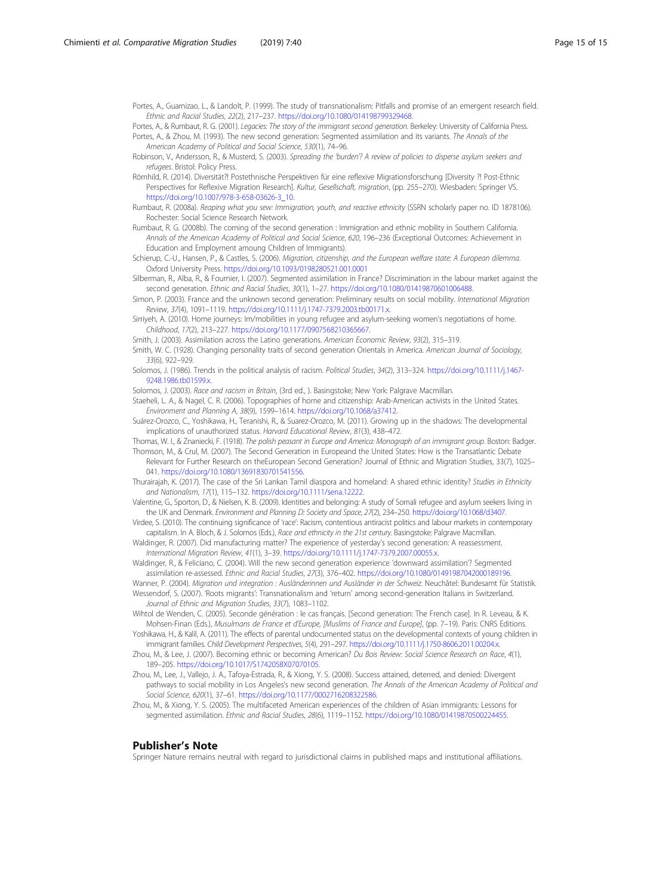Portes, A., Guarnizao, L., & Landolt, P. (1999). The study of transnationalism: Pitfalls and promise of an emergent research field. *Ethnic and Racial Studies, 22*(2), 217–237. https://doi.org/10.1080/014198799329468.

Portes, A., & Rumbaut, R. G. (2001). *Legacies: The story of the immigrant second generation*. Berkeley: University of California Press.

Portes, A., & Zhou, M. (1993). The new second generation: Segmented assimilation and its variants. *The Annals of the American Academy of Political and Social Science, 530*(1), 74–96.

Robinson, V., Andersson, R., & Musterd, S. (2003). *Spreading the 'burden'? A review of policies to disperse asylum seekers and refugees*. Bristol: Policy Press.

Römhild, R. (2014). Diversität?! Postethnische Perspektiven für eine reflexive Migrationsforschung [Diversity ?! Post-Ethnic Perspectives for Reflexive Migration Research]. *Kultur, Gesellschaft, migration*, (pp. 255–270). Wiesbaden: Springer VS. https://doi.org/10.1007/978-3-658-03626-3_10.

Rumbaut, R. (2008a). *Reaping what you sew: Immigration, youth, and reactive ethnicity* (SSRN scholarly paper no. ID 1878106). Rochester: Social Science Research Network.

Rumbaut, R. G. (2008b). The coming of the second generation : Immigration and ethnic mobility in Southern California. *Annals of the American Academy of Political and Social Science, 620*, 196–236 (Exceptional Outcomes: Achievement in Education and Employment amoung Children of Immigrants).

Schierup, C.-U., Hansen, P., & Castles, S. (2006). *Migration, citizenship, and the European welfare state: A European dilemma*. Oxford University Press. https://doi.org/10.1093/0198280521.001.0001

Silberman, R., Alba, R., & Fournier, I. (2007). Segmented assimilation in France? Discrimination in the labour market against the second generation. *Ethnic and Racial Studies, 30*(1), 1–27. https://doi.org/10.1080/01419870601006488.

Simon, P. (2003). France and the unknown second generation: Preliminary results on social mobility. *International Migration Review, 37*(4), 1091–1119. https://doi.org/10.1111/j.1747-7379.2003.tb00171.x.

Sirriyeh, A. (2010). Home journeys: Im/mobilities in young refugee and asylum-seeking women's negotiations of home. *Childhood, 17*(2), 213–227. https://doi.org/10.1177/0907568210365667.

Smith, J. (2003). Assimilation across the Latino generations. *American Economic Review, 93*(2), 315–319.

Smith, W. C. (1928). Changing personality traits of second generation Orientals in America. *American Journal of Sociology, 33*(6), 922–929.

Solomos, J. (1986). Trends in the political analysis of racism. *Political Studies, 34*(2), 313–324. https://doi.org/10.1111/j.1467-9248.1986.tb01599.x.

Solomos, J. (2003). *Race and racism in Britain*, (3rd ed., ). Basingstoke; New York: Palgrave Macmillan.

Staeheli, L. A., & Nagel, C. R. (2006). Topographies of home and citizenship: Arab-American activists in the United States. *Environment and Planning A, 38*(9), 1599–1614. https://doi.org/10.1068/a37412.

Suárez-Orozco, C., Yoshikawa, H., Teranishi, R., & Suarez-Orozco, M. (2011). Growing up in the shadows: The developmental implications of unauthorized status. *Harvard Educational Review, 81*(3), 438–472.

Thomas, W. I., & Znaniecki, F. (1918). *The polish peasant in Europe and America: Monograph of an immigrant group*. Boston: Badger.

Thomson, M., & Crul, M. (2007). The Second Generation in Europeand the United States: How is the Transatlantic Debate Relevant for Further Research on theEuropean Second Generation? Journal of Ethnic and Migration Studies, 33(7), 1025–041. https://doi.org/10.1080/13691830701541556.

Thurairajah, K. (2017). The case of the Sri Lankan Tamil diaspora and homeland: A shared ethnic identity? *Studies in Ethnicity and Nationalism, 17*(1), 115–132. https://doi.org/10.1111/sena.12222.

Valentine, G., Sporton, D., & Nielsen, K. B. (2009). Identities and belonging: A study of Somali refugee and asylum seekers living in the UK and Denmark. *Environment and Planning D: Society and Space, 27*(2), 234–250. https://doi.org/10.1068/d3407.

Virdee, S. (2010). The continuing significance of 'race': Racism, contentious antiracist politics and labour markets in contemporary capitalism. In A. Bloch, & J. Solomos (Eds.), *Race and ethnicity in the 21st century*. Basingstoke: Palgrave Macmillan.

Waldinger, R. (2007). Did manufacturing matter? The experience of yesterday's second generation: A reassessment. *International Migration Review, 41*(1), 3–39. https://doi.org/10.1111/j.1747-7379.2007.00055.x.

Waldinger, R., & Feliciano, C. (2004). Will the new second generation experience 'downward assimilation'? Segmented assimilation re-assessed. *Ethnic and Racial Studies, 27*(3), 376–402. https://doi.org/10.1080/01491987042000189196.

Wanner, P. (2004). *Migration und integration : Ausländerinnen und Ausländer in der Schweiz*. Neuchâtel: Bundesamt für Statistik.

Wessendorf, S. (2007). 'Roots migrants': Transnationalism and 'return' among second-generation Italians in Switzerland. *Journal of Ethnic and Migration Studies, 33*(7), 1083–1102.

Wihtol de Wenden, C. (2005). Seconde génération : le cas français. [Second generation: The French case]. In R. Leveau, & K. Mohsen-Finan (Eds.), *Musulmans de France et d'Europe, [Muslims of France and Europe]*, (pp. 7–19). Paris: CNRS Editions.

Yoshikawa, H., & Kalil, A. (2011). The effects of parental undocumented status on the developmental contexts of young children in immigrant families. *Child Development Perspectives, 5*(4), 291–297. https://doi.org/10.1111/j.1750-8606.2011.00204.x.

Zhou, M., & Lee, J. (2007). Becoming ethnic or becoming American? *Du Bois Review: Social Science Research on Race, 4*(1), 189–205. https://doi.org/10.1017/S1742058X07070105.

Zhou, M., Lee, J., Vallejo, J. A., Tafoya-Estrada, R., & Xiong, Y. S. (2008). Success attained, deterred, and denied: Divergent pathways to social mobility in Los Angeles's new second generation. *The Annals of the American Academy of Political and Social Science, 620*(1), 37–61. https://doi.org/10.1177/0002716208322586.

Zhou, M., & Xiong, Y. S. (2005). The multifaceted American experiences of the children of Asian immigrants: Lessons for segmented assimilation. *Ethnic and Racial Studies, 28*(6), 1119–1152. https://doi.org/10.1080/01419870500224455.

## Publisher's Note

Springer Nature remains neutral with regard to jurisdictional claims in published maps and institutional affiliations.